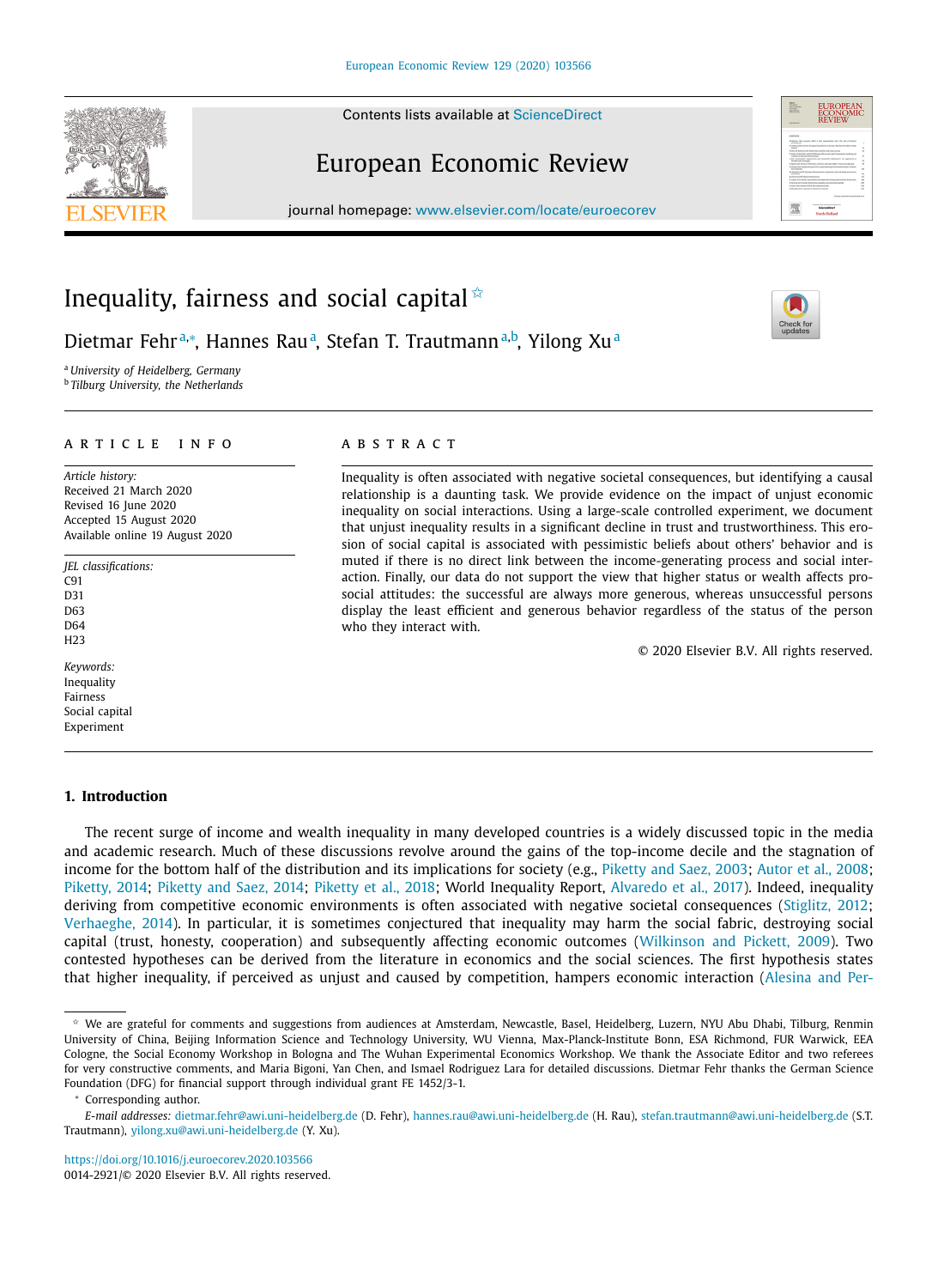# Inequality, fairness and social capital ☆

Dietmar Fehr [a,*], Hannes Rau [a], Stefan T. Trautmann [a,b], Yilong Xu [a]

[a] *University of Heidelberg, Germany*
[b] *Tilburg University, the Netherlands*

## ARTICLE INFO

*Article history:*
Received 21 March 2020
Revised 16 June 2020
Accepted 15 August 2020
Available online 19 August 2020

*JEL classifications:*
C91
D31
D63
D64
H23

*Keywords:*
Inequality
Fairness
Social capital
Experiment

## ABSTRACT

Inequality is often associated with negative societal consequences, but identifying a causal relationship is a daunting task. We provide evidence on the impact of unjust economic inequality on social interactions. Using a large-scale controlled experiment, we document that unjust inequality results in a significant decline in trust and trustworthiness. This erosion of social capital is associated with pessimistic beliefs about others' behavior and is muted if there is no direct link between the income-generating process and social interaction. Finally, our data do not support the view that higher status or wealth affects prosocial attitudes: the successful are always more generous, whereas unsuccessful persons display the least efficient and generous behavior regardless of the status of the person who they interact with.

© 2020 Elsevier B.V. All rights reserved.

## 1. Introduction

The recent surge of income and wealth inequality in many developed countries is a widely discussed topic in the media and academic research. Much of these discussions revolve around the gains of the top-income decile and the stagnation of income for the bottom half of the distribution and its implications for society (e.g., Piketty and Saez, 2003; Autor et al., 2008; Piketty, 2014; Piketty and Saez, 2014; Piketty et al., 2018; World Inequality Report, Alvaredo et al., 2017). Indeed, inequality deriving from competitive economic environments is often associated with negative societal consequences (Stiglitz, 2012; Verhaeghe, 2014). In particular, it is sometimes conjectured that inequality may harm the social fabric, destroying social capital (trust, honesty, cooperation) and subsequently affecting economic outcomes (Wilkinson and Pickett, 2009). Two contested hypotheses can be derived from the literature in economics and the social sciences. The first hypothesis states that higher inequality, if perceived as unjust and caused by competition, hampers economic interaction (Alesina and Per-

---

☆ We are grateful for comments and suggestions from audiences at Amsterdam, Newcastle, Basel, Heidelberg, Luzern, NYU Abu Dhabi, Tilburg, Renmin University of China, Beijing Information Science and Technology University, WU Vienna, Max-Planck-Institute Bonn, ESA Richmond, FUR Warwick, EEA Cologne, the Social Economy Workshop in Bologna and The Wuhan Experimental Economics Workshop. We thank the Associate Editor and two referees for very constructive comments, and Maria Bigoni, Yan Chen, and Ismael Rodriguez Lara for detailed discussions. Dietmar Fehr thanks the German Science Foundation (DFG) for financial support through individual grant FE 1452/3-1.

\* Corresponding author.

*E-mail addresses:* dietmar.fehr@awi.uni-heidelberg.de (D. Fehr), hannes.rau@awi.uni-heidelberg.de (H. Rau), stefan.trautmann@awi.uni-heidelberg.de (S.T. Trautmann), yilong.xu@awi.uni-heidelberg.de (Y. Xu).

https://doi.org/10.1016/j.euroecorev.2020.103566
0014-2921/© 2020 Elsevier B.V. All rights reserved.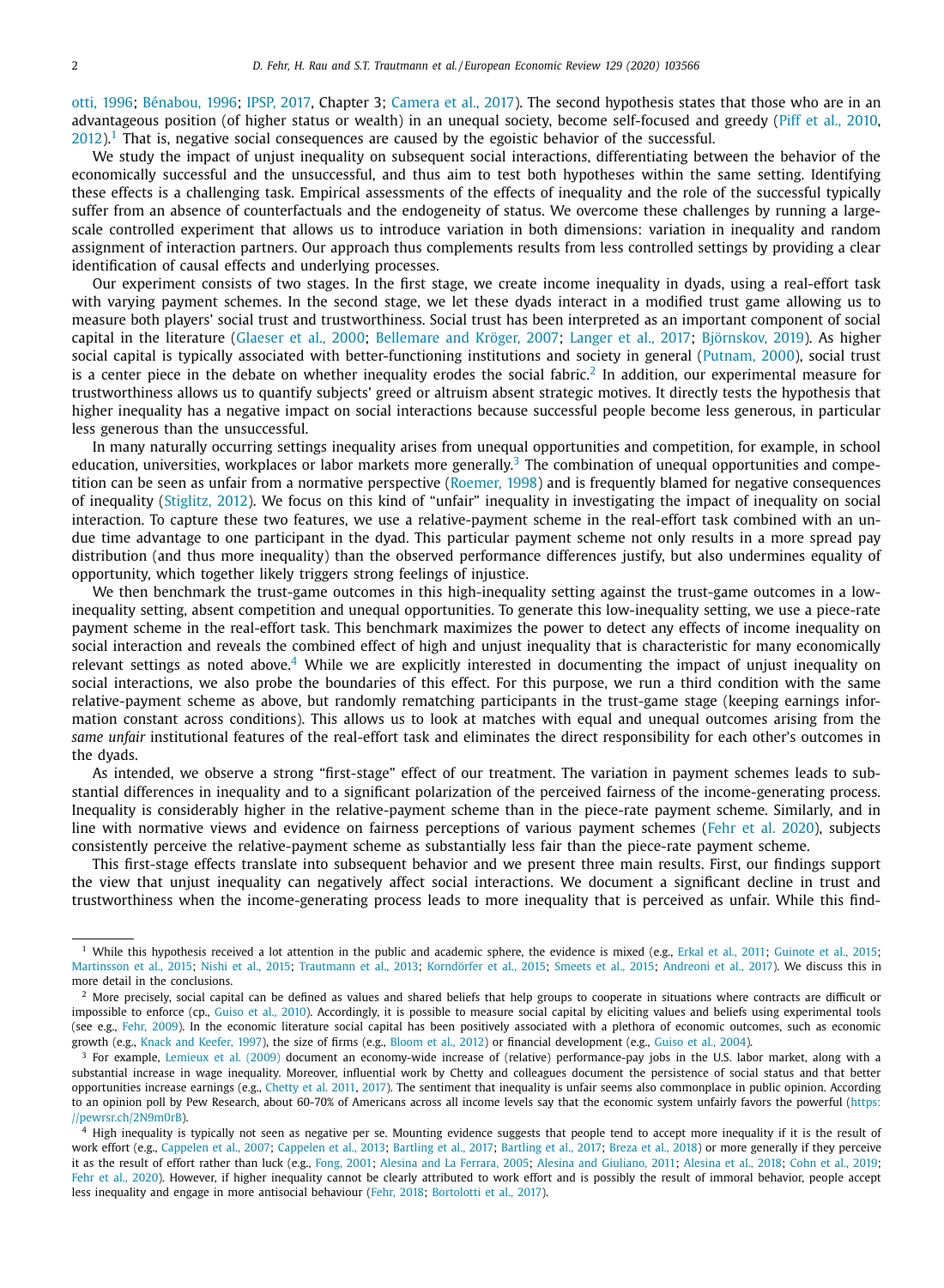otti, 1996; Bénabou, 1996; IPSP, 2017, Chapter 3; Camera et al., 2017). The second hypothesis states that those who are in an advantageous position (of higher status or wealth) in an unequal society, become self-focused and greedy (Piff et al., 2010, 2012).[1] That is, negative social consequences are caused by the egoistic behavior of the successful.

We study the impact of unjust inequality on subsequent social interactions, differentiating between the behavior of the economically successful and the unsuccessful, and thus aim to test both hypotheses within the same setting. Identifying these effects is a challenging task. Empirical assessments of the effects of inequality and the role of the successful typically suffer from an absence of counterfactuals and the endogeneity of status. We overcome these challenges by running a large-scale controlled experiment that allows us to introduce variation in both dimensions: variation in inequality and random assignment of interaction partners. Our approach thus complements results from less controlled settings by providing a clear identification of causal effects and underlying processes.

Our experiment consists of two stages. In the first stage, we create income inequality in dyads, using a real-effort task with varying payment schemes. In the second stage, we let these dyads interact in a modified trust game allowing us to measure both players' social trust and trustworthiness. Social trust has been interpreted as an important component of social capital in the literature (Glaeser et al., 2000; Bellemare and Kröger, 2007; Langer et al., 2017; Björnskov, 2019). As higher social capital is typically associated with better-functioning institutions and society in general (Putnam, 2000), social trust is a center piece in the debate on whether inequality erodes the social fabric.[2] In addition, our experimental measure for trustworthiness allows us to quantify subjects' greed or altruism absent strategic motives. It directly tests the hypothesis that higher inequality has a negative impact on social interactions because successful people become less generous, in particular less generous than the unsuccessful.

In many naturally occurring settings inequality arises from unequal opportunities and competition, for example, in school education, universities, workplaces or labor markets more generally.[3] The combination of unequal opportunities and competition can be seen as unfair from a normative perspective (Roemer, 1998) and is frequently blamed for negative consequences of inequality (Stiglitz, 2012). We focus on this kind of "unfair" inequality in investigating the impact of inequality on social interaction. To capture these two features, we use a relative-payment scheme in the real-effort task combined with an undue time advantage to one participant in the dyad. This particular payment scheme not only results in a more spread pay distribution (and thus more inequality) than the observed performance differences justify, but also undermines equality of opportunity, which together likely triggers strong feelings of injustice.

We then benchmark the trust-game outcomes in this high-inequality setting against the trust-game outcomes in a low-inequality setting, absent competition and unequal opportunities. To generate this low-inequality setting, we use a piece-rate payment scheme in the real-effort task. This benchmark maximizes the power to detect any effects of income inequality on social interaction and reveals the combined effect of high and unjust inequality that is characteristic for many economically relevant settings as noted above.[4] While we are explicitly interested in documenting the impact of unjust inequality on social interactions, we also probe the boundaries of this effect. For this purpose, we run a third condition with the same relative-payment scheme as above, but randomly rematching participants in the trust-game stage (keeping earnings information constant across conditions). This allows us to look at matches with equal and unequal outcomes arising from the *same unfair* institutional features of the real-effort task and eliminates the direct responsibility for each other's outcomes in the dyads.

As intended, we observe a strong "first-stage" effect of our treatment. The variation in payment schemes leads to substantial differences in inequality and to a significant polarization of the perceived fairness of the income-generating process. Inequality is considerably higher in the relative-payment scheme than in the piece-rate payment scheme. Similarly, and in line with normative views and evidence on fairness perceptions of various payment schemes (Fehr et al. 2020), subjects consistently perceive the relative-payment scheme as substantially less fair than the piece-rate payment scheme.

This first-stage effects translate into subsequent behavior and we present three main results. First, our findings support the view that unjust inequality can negatively affect social interactions. We document a significant decline in trust and trustworthiness when the income-generating process leads to more inequality that is perceived as unfair. While this find-

[1] While this hypothesis received a lot attention in the public and academic sphere, the evidence is mixed (e.g., Erkal et al., 2011; Guinote et al., 2015; Martinsson et al., 2015; Nishi et al., 2015; Trautmann et al., 2013; Korndörfer et al., 2015; Smeets et al., 2015; Andreoni et al., 2017). We discuss this in more detail in the conclusions.

[2] More precisely, social capital can be defined as values and shared beliefs that help groups to cooperate in situations where contracts are difficult or impossible to enforce (cp., Guiso et al., 2010). Accordingly, it is possible to measure social capital by eliciting values and beliefs using experimental tools (see e.g., Fehr, 2009). In the economic literature social capital has been positively associated with a plethora of economic outcomes, such as economic growth (e.g., Knack and Keefer, 1997), the size of firms (e.g., Bloom et al., 2012) or financial development (e.g., Guiso et al., 2004).

[3] For example, Lemieux et al. (2009) document an economy-wide increase of (relative) performance-pay jobs in the U.S. labor market, along with a substantial increase in wage inequality. Moreover, influential work by Chetty and colleagues document the persistence of social status and that better opportunities increase earnings (e.g., Chetty et al. 2011, 2017). The sentiment that inequality is unfair seems also commonplace in public opinion. According to an opinion poll by Pew Research, about 60-70% of Americans across all income levels say that the economic system unfairly favors the powerful (https://pewrsr.ch/2N9m0rB).

[4] High inequality is typically not seen as negative per se. Mounting evidence suggests that people tend to accept more inequality if it is the result of work effort (e.g., Cappelen et al., 2007; Cappelen et al., 2013; Bartling et al., 2017; Bartling et al., 2017; Breza et al., 2018) or more generally if they perceive it as the result of effort rather than luck (e.g., Fong, 2001; Alesina and La Ferrara, 2005; Alesina and Giuliano, 2011; Alesina et al., 2018; Cohn et al., 2019; Fehr et al., 2020). However, if higher inequality cannot be clearly attributed to work effort and is possibly the result of immoral behavior, people accept less inequality and engage in more antisocial behaviour (Fehr, 2018; Bortolotti et al., 2017).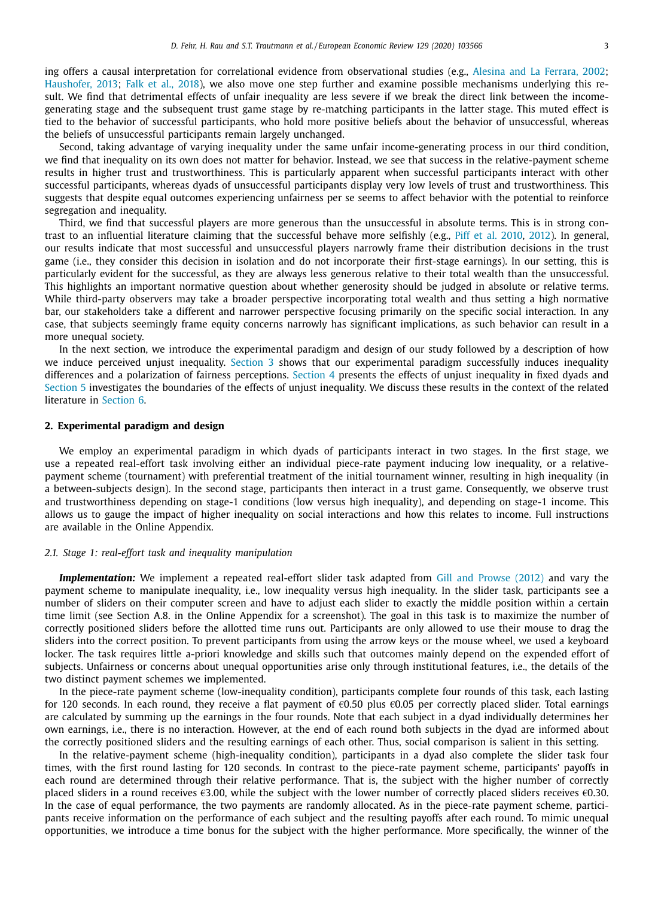ing offers a causal interpretation for correlational evidence from observational studies (e.g., Alesina and La Ferrara, 2002; Haushofer, 2013; Falk et al., 2018), we also move one step further and examine possible mechanisms underlying this result. We find that detrimental effects of unfair inequality are less severe if we break the direct link between the income-generating stage and the subsequent trust game stage by re-matching participants in the latter stage. This muted effect is tied to the behavior of successful participants, who hold more positive beliefs about the behavior of unsuccessful, whereas the beliefs of unsuccessful participants remain largely unchanged.

Second, taking advantage of varying inequality under the same unfair income-generating process in our third condition, we find that inequality on its own does not matter for behavior. Instead, we see that success in the relative-payment scheme results in higher trust and trustworthiness. This is particularly apparent when successful participants interact with other successful participants, whereas dyads of unsuccessful participants display very low levels of trust and trustworthiness. This suggests that despite equal outcomes experiencing unfairness per se seems to affect behavior with the potential to reinforce segregation and inequality.

Third, we find that successful players are more generous than the unsuccessful in absolute terms. This is in strong contrast to an influential literature claiming that the successful behave more selfishly (e.g., Piff et al. 2010, 2012). In general, our results indicate that most successful and unsuccessful players narrowly frame their distribution decisions in the trust game (i.e., they consider this decision in isolation and do not incorporate their first-stage earnings). In our setting, this is particularly evident for the successful, as they are always less generous relative to their total wealth than the unsuccessful. This highlights an important normative question about whether generosity should be judged in absolute or relative terms. While third-party observers may take a broader perspective incorporating total wealth and thus setting a high normative bar, our stakeholders take a different and narrower perspective focusing primarily on the specific social interaction. In any case, that subjects seemingly frame equity concerns narrowly has significant implications, as such behavior can result in a more unequal society.

In the next section, we introduce the experimental paradigm and design of our study followed by a description of how we induce perceived unjust inequality. Section 3 shows that our experimental paradigm successfully induces inequality differences and a polarization of fairness perceptions. Section 4 presents the effects of unjust inequality in fixed dyads and Section 5 investigates the boundaries of the effects of unjust inequality. We discuss these results in the context of the related literature in Section 6.

## 2. Experimental paradigm and design

We employ an experimental paradigm in which dyads of participants interact in two stages. In the first stage, we use a repeated real-effort task involving either an individual piece-rate payment inducing low inequality, or a relative-payment scheme (tournament) with preferential treatment of the initial tournament winner, resulting in high inequality (in a between-subjects design). In the second stage, participants then interact in a trust game. Consequently, we observe trust and trustworthiness depending on stage-1 conditions (low versus high inequality), and depending on stage-1 income. This allows us to gauge the impact of higher inequality on social interactions and how this relates to income. Full instructions are available in the Online Appendix.

### 2.1. Stage 1: real-effort task and inequality manipulation

***Implementation:*** We implement a repeated real-effort slider task adapted from Gill and Prowse (2012) and vary the payment scheme to manipulate inequality, i.e., low inequality versus high inequality. In the slider task, participants see a number of sliders on their computer screen and have to adjust each slider to exactly the middle position within a certain time limit (see Section A.8. in the Online Appendix for a screenshot). The goal in this task is to maximize the number of correctly positioned sliders before the allotted time runs out. Participants are only allowed to use their mouse to drag the sliders into the correct position. To prevent participants from using the arrow keys or the mouse wheel, we used a keyboard locker. The task requires little a-priori knowledge and skills such that outcomes mainly depend on the expended effort of subjects. Unfairness or concerns about unequal opportunities arise only through institutional features, i.e., the details of the two distinct payment schemes we implemented.

In the piece-rate payment scheme (low-inequality condition), participants complete four rounds of this task, each lasting for 120 seconds. In each round, they receive a flat payment of €0.50 plus €0.05 per correctly placed slider. Total earnings are calculated by summing up the earnings in the four rounds. Note that each subject in a dyad individually determines her own earnings, i.e., there is no interaction. However, at the end of each round both subjects in the dyad are informed about the correctly positioned sliders and the resulting earnings of each other. Thus, social comparison is salient in this setting.

In the relative-payment scheme (high-inequality condition), participants in a dyad also complete the slider task four times, with the first round lasting for 120 seconds. In contrast to the piece-rate payment scheme, participants' payoffs in each round are determined through their relative performance. That is, the subject with the higher number of correctly placed sliders in a round receives €3.00, while the subject with the lower number of correctly placed sliders receives €0.30. In the case of equal performance, the two payments are randomly allocated. As in the piece-rate payment scheme, participants receive information on the performance of each subject and the resulting payoffs after each round. To mimic unequal opportunities, we introduce a time bonus for the subject with the higher performance. More specifically, the winner of the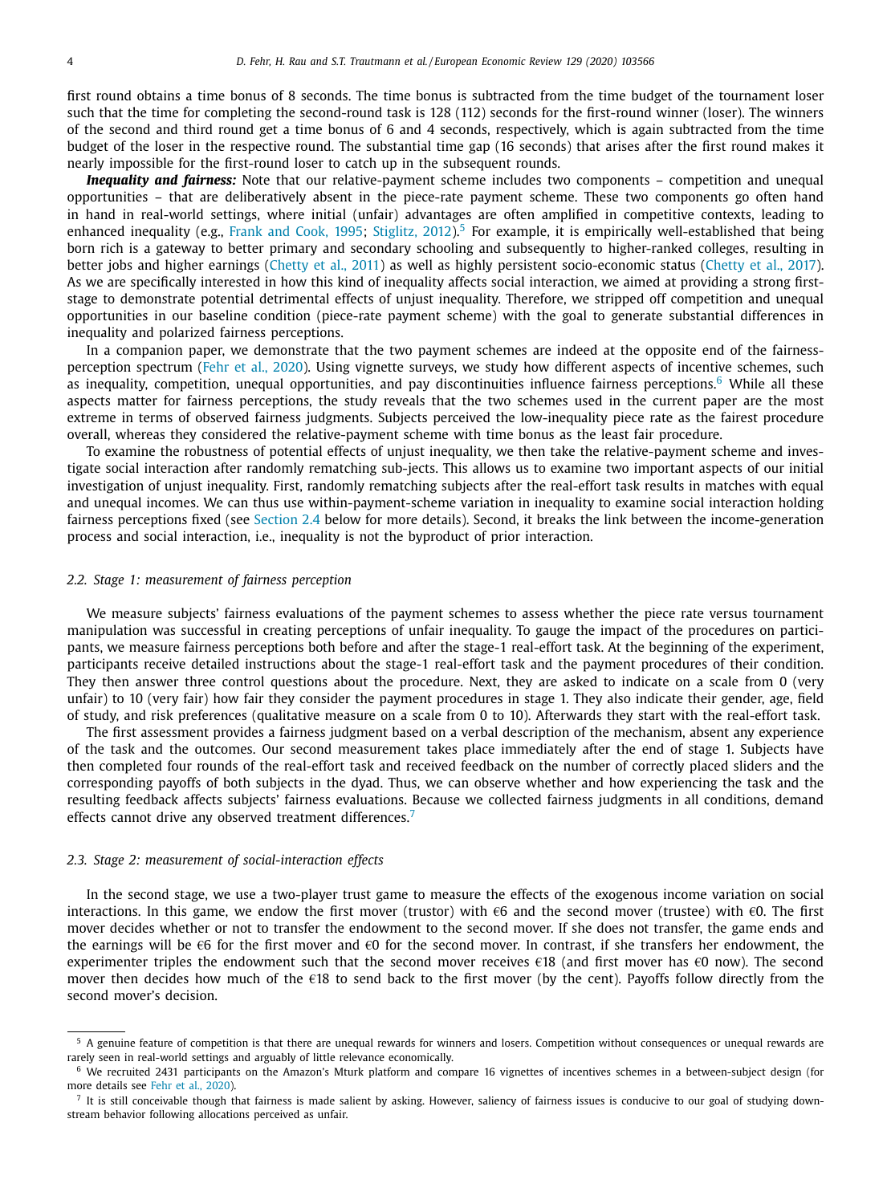first round obtains a time bonus of 8 seconds. The time bonus is subtracted from the time budget of the tournament loser such that the time for completing the second-round task is 128 (112) seconds for the first-round winner (loser). The winners of the second and third round get a time bonus of 6 and 4 seconds, respectively, which is again subtracted from the time budget of the loser in the respective round. The substantial time gap (16 seconds) that arises after the first round makes it nearly impossible for the first-round loser to catch up in the subsequent rounds.

***Inequality and fairness:*** Note that our relative-payment scheme includes two components – competition and unequal opportunities – that are deliberatively absent in the piece-rate payment scheme. These two components go often hand in hand in real-world settings, where initial (unfair) advantages are often amplified in competitive contexts, leading to enhanced inequality (e.g., Frank and Cook, 1995; Stiglitz, 2012).[5] For example, it is empirically well-established that being born rich is a gateway to better primary and secondary schooling and subsequently to higher-ranked colleges, resulting in better jobs and higher earnings (Chetty et al., 2011) as well as highly persistent socio-economic status (Chetty et al., 2017). As we are specifically interested in how this kind of inequality affects social interaction, we aimed at providing a strong first-stage to demonstrate potential detrimental effects of unjust inequality. Therefore, we stripped off competition and unequal opportunities in our baseline condition (piece-rate payment scheme) with the goal to generate substantial differences in inequality and polarized fairness perceptions.

In a companion paper, we demonstrate that the two payment schemes are indeed at the opposite end of the fairness-perception spectrum (Fehr et al., 2020). Using vignette surveys, we study how different aspects of incentive schemes, such as inequality, competition, unequal opportunities, and pay discontinuities influence fairness perceptions.[6] While all these aspects matter for fairness perceptions, the study reveals that the two schemes used in the current paper are the most extreme in terms of observed fairness judgments. Subjects perceived the low-inequality piece rate as the fairest procedure overall, whereas they considered the relative-payment scheme with time bonus as the least fair procedure.

To examine the robustness of potential effects of unjust inequality, we then take the relative-payment scheme and investigate social interaction after randomly rematching sub-jects. This allows us to examine two important aspects of our initial investigation of unjust inequality. First, randomly rematching subjects after the real-effort task results in matches with equal and unequal incomes. We can thus use within-payment-scheme variation in inequality to examine social interaction holding fairness perceptions fixed (see Section 2.4 below for more details). Second, it breaks the link between the income-generation process and social interaction, i.e., inequality is not the byproduct of prior interaction.

### *2.2. Stage 1: measurement of fairness perception*

We measure subjects' fairness evaluations of the payment schemes to assess whether the piece rate versus tournament manipulation was successful in creating perceptions of unfair inequality. To gauge the impact of the procedures on participants, we measure fairness perceptions both before and after the stage-1 real-effort task. At the beginning of the experiment, participants receive detailed instructions about the stage-1 real-effort task and the payment procedures of their condition. They then answer three control questions about the procedure. Next, they are asked to indicate on a scale from 0 (very unfair) to 10 (very fair) how fair they consider the payment procedures in stage 1. They also indicate their gender, age, field of study, and risk preferences (qualitative measure on a scale from 0 to 10). Afterwards they start with the real-effort task.

The first assessment provides a fairness judgment based on a verbal description of the mechanism, absent any experience of the task and the outcomes. Our second measurement takes place immediately after the end of stage 1. Subjects have then completed four rounds of the real-effort task and received feedback on the number of correctly placed sliders and the corresponding payoffs of both subjects in the dyad. Thus, we can observe whether and how experiencing the task and the resulting feedback affects subjects' fairness evaluations. Because we collected fairness judgments in all conditions, demand effects cannot drive any observed treatment differences.[7]

### *2.3. Stage 2: measurement of social-interaction effects*

In the second stage, we use a two-player trust game to measure the effects of the exogenous income variation on social interactions. In this game, we endow the first mover (trustor) with €6 and the second mover (trustee) with €0. The first mover decides whether or not to transfer the endowment to the second mover. If she does not transfer, the game ends and the earnings will be €6 for the first mover and €0 for the second mover. In contrast, if she transfers her endowment, the experimenter triples the endowment such that the second mover receives €18 (and first mover has €0 now). The second mover then decides how much of the €18 to send back to the first mover (by the cent). Payoffs follow directly from the second mover's decision.

---

[5] A genuine feature of competition is that there are unequal rewards for winners and losers. Competition without consequences or unequal rewards are rarely seen in real-world settings and arguably of little relevance economically.

[6] We recruited 2431 participants on the Amazon's Mturk platform and compare 16 vignettes of incentives schemes in a between-subject design (for more details see Fehr et al., 2020).

[7] It is still conceivable though that fairness is made salient by asking. However, saliency of fairness issues is conducive to our goal of studying downstream behavior following allocations perceived as unfair.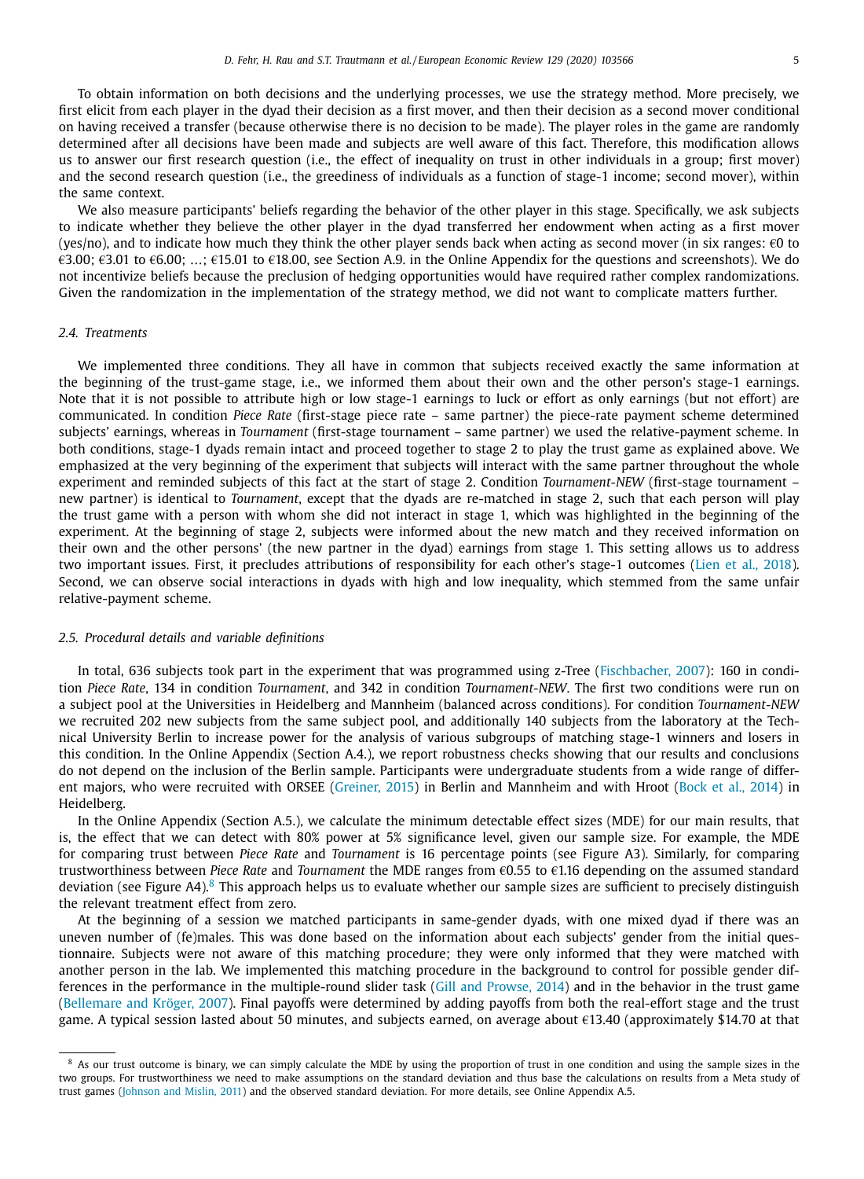To obtain information on both decisions and the underlying processes, we use the strategy method. More precisely, we first elicit from each player in the dyad their decision as a first mover, and then their decision as a second mover conditional on having received a transfer (because otherwise there is no decision to be made). The player roles in the game are randomly determined after all decisions have been made and subjects are well aware of this fact. Therefore, this modification allows us to answer our first research question (i.e., the effect of inequality on trust in other individuals in a group; first mover) and the second research question (i.e., the greediness of individuals as a function of stage-1 income; second mover), within the same context.

We also measure participants' beliefs regarding the behavior of the other player in this stage. Specifically, we ask subjects to indicate whether they believe the other player in the dyad transferred her endowment when acting as a first mover (yes/no), and to indicate how much they think the other player sends back when acting as second mover (in six ranges: €0 to €3.00; €3.01 to €6.00; …; €15.01 to €18.00, see Section A.9. in the Online Appendix for the questions and screenshots). We do not incentivize beliefs because the preclusion of hedging opportunities would have required rather complex randomizations. Given the randomization in the implementation of the strategy method, we did not want to complicate matters further.

### 2.4. Treatments

We implemented three conditions. They all have in common that subjects received exactly the same information at the beginning of the trust-game stage, i.e., we informed them about their own and the other person's stage-1 earnings. Note that it is not possible to attribute high or low stage-1 earnings to luck or effort as only earnings (but not effort) are communicated. In condition *Piece Rate* (first-stage piece rate – same partner) the piece-rate payment scheme determined subjects' earnings, whereas in *Tournament* (first-stage tournament – same partner) we used the relative-payment scheme. In both conditions, stage-1 dyads remain intact and proceed together to stage 2 to play the trust game as explained above. We emphasized at the very beginning of the experiment that subjects will interact with the same partner throughout the whole experiment and reminded subjects of this fact at the start of stage 2. Condition *Tournament-NEW* (first-stage tournament – new partner) is identical to *Tournament*, except that the dyads are re-matched in stage 2, such that each person will play the trust game with a person with whom she did not interact in stage 1, which was highlighted in the beginning of the experiment. At the beginning of stage 2, subjects were informed about the new match and they received information on their own and the other persons' (the new partner in the dyad) earnings from stage 1. This setting allows us to address two important issues. First, it precludes attributions of responsibility for each other's stage-1 outcomes (Lien et al., 2018). Second, we can observe social interactions in dyads with high and low inequality, which stemmed from the same unfair relative-payment scheme.

### 2.5. Procedural details and variable definitions

In total, 636 subjects took part in the experiment that was programmed using z-Tree (Fischbacher, 2007): 160 in condition *Piece Rate*, 134 in condition *Tournament*, and 342 in condition *Tournament-NEW*. The first two conditions were run on a subject pool at the Universities in Heidelberg and Mannheim (balanced across conditions). For condition *Tournament-NEW* we recruited 202 new subjects from the same subject pool, and additionally 140 subjects from the laboratory at the Technical University Berlin to increase power for the analysis of various subgroups of matching stage-1 winners and losers in this condition. In the Online Appendix (Section A.4.), we report robustness checks showing that our results and conclusions do not depend on the inclusion of the Berlin sample. Participants were undergraduate students from a wide range of different majors, who were recruited with ORSEE (Greiner, 2015) in Berlin and Mannheim and with Hroot (Bock et al., 2014) in Heidelberg.

In the Online Appendix (Section A.5.), we calculate the minimum detectable effect sizes (MDE) for our main results, that is, the effect that we can detect with 80% power at 5% significance level, given our sample size. For example, the MDE for comparing trust between *Piece Rate* and *Tournament* is 16 percentage points (see Figure A3). Similarly, for comparing trustworthiness between *Piece Rate* and *Tournament* the MDE ranges from €0.55 to €1.16 depending on the assumed standard deviation (see Figure A4).[8] This approach helps us to evaluate whether our sample sizes are sufficient to precisely distinguish the relevant treatment effect from zero.

At the beginning of a session we matched participants in same-gender dyads, with one mixed dyad if there was an uneven number of (fe)males. This was done based on the information about each subjects' gender from the initial questionnaire. Subjects were not aware of this matching procedure; they were only informed that they were matched with another person in the lab. We implemented this matching procedure in the background to control for possible gender differences in the performance in the multiple-round slider task (Gill and Prowse, 2014) and in the behavior in the trust game (Bellemare and Kröger, 2007). Final payoffs were determined by adding payoffs from both the real-effort stage and the trust game. A typical session lasted about 50 minutes, and subjects earned, on average about €13.40 (approximately $14.70 at that

[8] As our trust outcome is binary, we can simply calculate the MDE by using the proportion of trust in one condition and using the sample sizes in the two groups. For trustworthiness we need to make assumptions on the standard deviation and thus base the calculations on results from a Meta study of trust games (Johnson and Mislin, 2011) and the observed standard deviation. For more details, see Online Appendix A.5.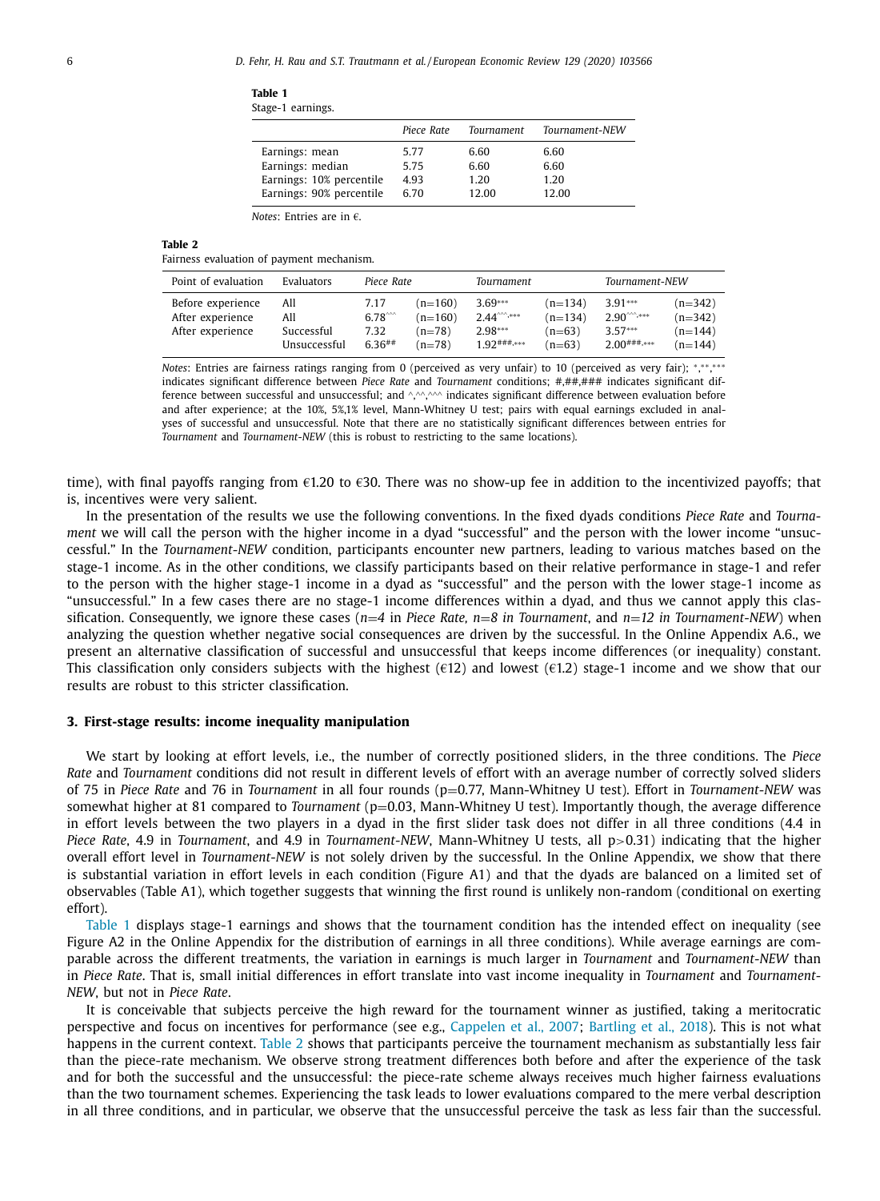**Table 1**
Stage-1 earnings.

| | *Piece Rate* | *Tournament* | *Tournament-NEW* |
|---|---|---|---|
| Earnings: mean | 5.77 | 6.60 | 6.60 |
| Earnings: median | 5.75 | 6.60 | 6.60 |
| Earnings: 10% percentile | 4.93 | 1.20 | 1.20 |
| Earnings: 90% percentile | 6.70 | 12.00 | 12.00 |

*Notes*: Entries are in €.

**Table 2**
Fairness evaluation of payment mechanism.

| Point of evaluation | Evaluators | *Piece Rate* | | *Tournament* | | *Tournament-NEW* | |
|---|---|---|---|---|---|---|---|
| Before experience | All | 7.17 | (n=160) | 3.69*** | (n=134) | 3.91*** | (n=342) |
| After experience | All | 6.78^^^ | (n=160) | 2.44^^^,*** | (n=134) | 2.90^^^,*** | (n=342) |
| After experience | Successful | 7.32 | (n=78) | 2.98*** | (n=63) | 3.57*** | (n=144) |
| | Unsuccessful | 6.36## | (n=78) | 1.92###,*** | (n=63) | 2.00###,*** | (n=144) |

*Notes*: Entries are fairness ratings ranging from 0 (perceived as very unfair) to 10 (perceived as very fair); *,**,*** indicates significant difference between *Piece Rate* and *Tournament* conditions; #,##,### indicates significant difference between successful and unsuccessful; and ^,^^,^^^ indicates significant difference between evaluation before and after experience; at the 10%, 5%,1% level, Mann-Whitney U test; pairs with equal earnings excluded in analyses of successful and unsuccessful. Note that there are no statistically significant differences between entries for *Tournament* and *Tournament-NEW* (this is robust to restricting to the same locations).

time), with final payoffs ranging from €1.20 to €30. There was no show-up fee in addition to the incentivized payoffs; that is, incentives were very salient.

In the presentation of the results we use the following conventions. In the fixed dyads conditions *Piece Rate* and *Tournament* we will call the person with the higher income in a dyad "successful" and the person with the lower income "unsuccessful." In the *Tournament-NEW* condition, participants encounter new partners, leading to various matches based on the stage-1 income. As in the other conditions, we classify participants based on their relative performance in stage-1 and refer to the person with the higher stage-1 income in a dyad as "successful" and the person with the lower stage-1 income as "unsuccessful." In a few cases there are no stage-1 income differences within a dyad, and thus we cannot apply this classification. Consequently, we ignore these cases ($n=4$ in *Piece Rate, $n=8$ in Tournament*, and *$n=12$ in Tournament-NEW*) when analyzing the question whether negative social consequences are driven by the successful. In the Online Appendix A.6., we present an alternative classification of successful and unsuccessful that keeps income differences (or inequality) constant. This classification only considers subjects with the highest (€12) and lowest (€1.2) stage-1 income and we show that our results are robust to this stricter classification.

## 3. First-stage results: income inequality manipulation

We start by looking at effort levels, i.e., the number of correctly positioned sliders, in the three conditions. The *Piece Rate* and *Tournament* conditions did not result in different levels of effort with an average number of correctly solved sliders of 75 in *Piece Rate* and 76 in *Tournament* in all four rounds (p=0.77, Mann-Whitney U test). Effort in *Tournament-NEW* was somewhat higher at 81 compared to *Tournament* (p=0.03, Mann-Whitney U test). Importantly though, the average difference in effort levels between the two players in a dyad in the first slider task does not differ in all three conditions (4.4 in *Piece Rate*, 4.9 in *Tournament*, and 4.9 in *Tournament-NEW*, Mann-Whitney U tests, all p>0.31) indicating that the higher overall effort level in *Tournament-NEW* is not solely driven by the successful. In the Online Appendix, we show that there is substantial variation in effort levels in each condition (Figure A1) and that the dyads are balanced on a limited set of observables (Table A1), which together suggests that winning the first round is unlikely non-random (conditional on exerting effort).

Table 1 displays stage-1 earnings and shows that the tournament condition has the intended effect on inequality (see Figure A2 in the Online Appendix for the distribution of earnings in all three conditions). While average earnings are comparable across the different treatments, the variation in earnings is much larger in *Tournament* and *Tournament-NEW* than in *Piece Rate*. That is, small initial differences in effort translate into vast income inequality in *Tournament* and *Tournament-NEW*, but not in *Piece Rate*.

It is conceivable that subjects perceive the high reward for the tournament winner as justified, taking a meritocratic perspective and focus on incentives for performance (see e.g., Cappelen et al., 2007; Bartling et al., 2018). This is not what happens in the current context. Table 2 shows that participants perceive the tournament mechanism as substantially less fair than the piece-rate mechanism. We observe strong treatment differences both before and after the experience of the task and for both the successful and the unsuccessful: the piece-rate scheme always receives much higher fairness evaluations than the two tournament schemes. Experiencing the task leads to lower evaluations compared to the mere verbal description in all three conditions, and in particular, we observe that the unsuccessful perceive the task as less fair than the successful.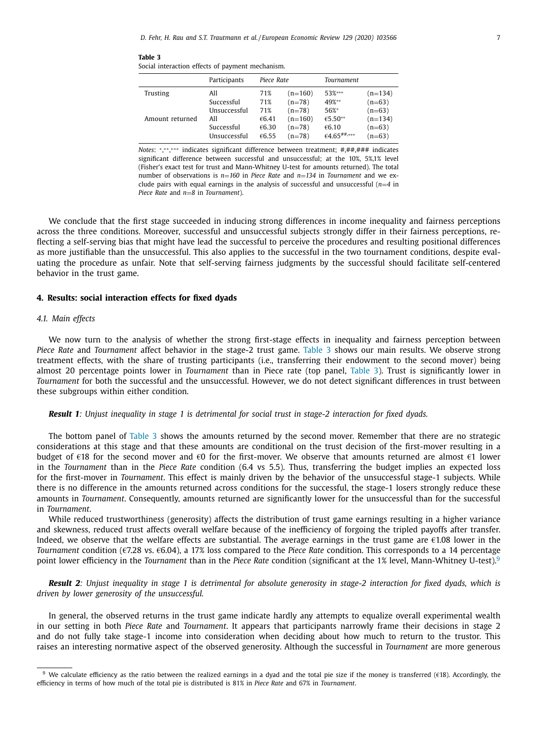**Table 3**
Social interaction effects of payment mechanism.

| | Participants | *Piece Rate* | | *Tournament* | |
|---|---|---|---|---|---|
| Trusting | All | 71% | (n=160) | 53%*** | (n=134) |
| | Successful | 71% | (n=78) | 49%** | (n=63) |
| | Unsuccessful | 71% | (n=78) | 56%* | (n=63) |
| Amount returned | All | €6.41 | (n=160) | €5.50** | (n=134) |
| | Successful | €6.30 | (n=78) | €6.10 | (n=63) |
| | Unsuccessful | €6.55 | (n=78) | €4.65##,*** | (n=63) |

*Notes*: *,**,*** indicates significant difference between treatment; #,##,### indicates significant difference between successful and unsuccessful; at the 10%, 5%,1% level (Fisher's exact test for trust and Mann-Whitney U-test for amounts returned). The total number of observations is *n=160* in *Piece Rate* and *n=134* in *Tournament* and we exclude pairs with equal earnings in the analysis of successful and unsuccessful (*n=4* in *Piece Rate* and *n=8* in *Tournament*).

We conclude that the first stage succeeded in inducing strong differences in income inequality and fairness perceptions across the three conditions. Moreover, successful and unsuccessful subjects strongly differ in their fairness perceptions, reflecting a self-serving bias that might have lead the successful to perceive the procedures and resulting positional differences as more justifiable than the unsuccessful. This also applies to the successful in the two tournament conditions, despite evaluating the procedure as unfair. Note that self-serving fairness judgments by the successful should facilitate self-centered behavior in the trust game.

## 4. Results: social interaction effects for fixed dyads

### 4.1. Main effects

We now turn to the analysis of whether the strong first-stage effects in inequality and fairness perception between *Piece Rate* and *Tournament* affect behavior in the stage-2 trust game. Table 3 shows our main results. We observe strong treatment effects, with the share of trusting participants (i.e., transferring their endowment to the second mover) being almost 20 percentage points lower in *Tournament* than in Piece rate (top panel, Table 3). Trust is significantly lower in *Tournament* for both the successful and the unsuccessful. However, we do not detect significant differences in trust between these subgroups within either condition.

***Result 1****: Unjust inequality in stage 1 is detrimental for social trust in stage-2 interaction for fixed dyads.*

The bottom panel of Table 3 shows the amounts returned by the second mover. Remember that there are no strategic considerations at this stage and that these amounts are conditional on the trust decision of the first-mover resulting in a budget of €18 for the second mover and €0 for the first-mover. We observe that amounts returned are almost €1 lower in the *Tournament* than in the *Piece Rate* condition (6.4 vs 5.5). Thus, transferring the budget implies an expected loss for the first-mover in *Tournament*. This effect is mainly driven by the behavior of the unsuccessful stage-1 subjects. While there is no difference in the amounts returned across conditions for the successful, the stage-1 losers strongly reduce these amounts in *Tournament*. Consequently, amounts returned are significantly lower for the unsuccessful than for the successful in *Tournament*.

While reduced trustworthiness (generosity) affects the distribution of trust game earnings resulting in a higher variance and skewness, reduced trust affects overall welfare because of the inefficiency of forgoing the tripled payoffs after transfer. Indeed, we observe that the welfare effects are substantial. The average earnings in the trust game are €1.08 lower in the *Tournament* condition (€7.28 vs. €6.04), a 17% loss compared to the *Piece Rate* condition. This corresponds to a 14 percentage point lower efficiency in the *Tournament* than in the *Piece Rate* condition (significant at the 1% level, Mann-Whitney U-test).[9]

***Result 2****: Unjust inequality in stage 1 is detrimental for absolute generosity in stage-2 interaction for fixed dyads, which is driven by lower generosity of the unsuccessful.*

In general, the observed returns in the trust game indicate hardly any attempts to equalize overall experimental wealth in our setting in both *Piece Rate* and *Tournament*. It appears that participants narrowly frame their decisions in stage 2 and do not fully take stage-1 income into consideration when deciding about how much to return to the trustor. This raises an interesting normative aspect of the observed generosity. Although the successful in *Tournament* are more generous

---

[9] We calculate efficiency as the ratio between the realized earnings in a dyad and the total pie size if the money is transferred (€18). Accordingly, the efficiency in terms of how much of the total pie is distributed is 81% in *Piece Rate* and 67% in *Tournament*.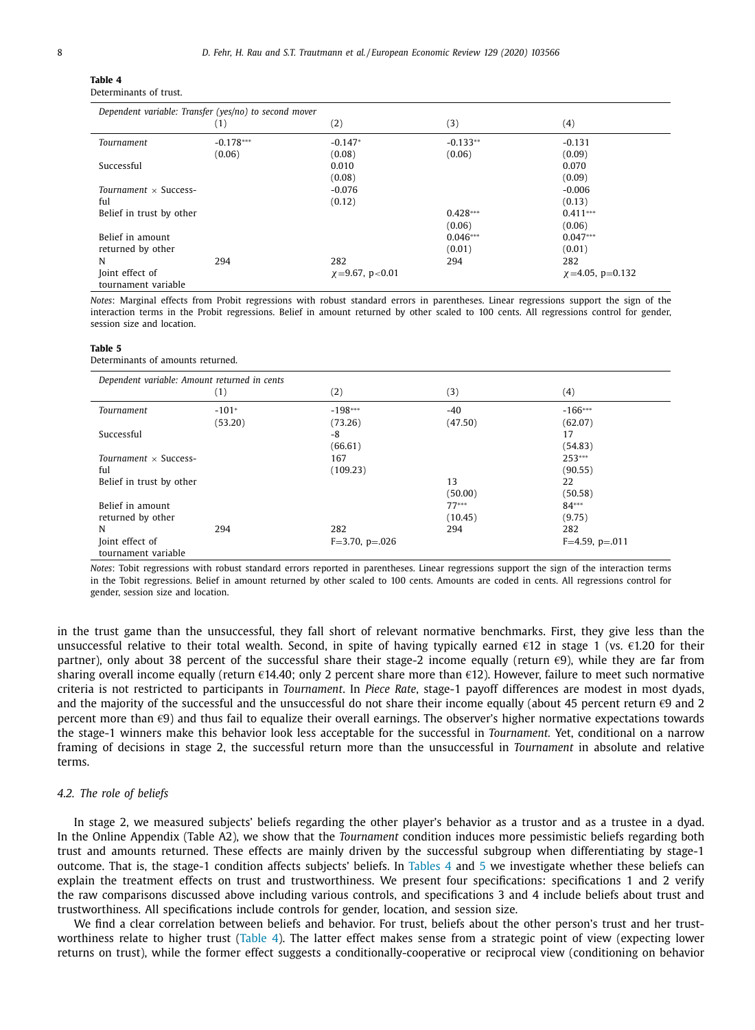**Table 4**
Determinants of trust.

| Dependent variable: Transfer (yes/no) to second mover | (1) | (2) | (3) | (4) |
|---|---|---|---|---|
| *Tournament* | -0.178*** | -0.147* | -0.133** | -0.131 |
| | (0.06) | (0.08) | (0.06) | (0.09) |
| Successful | | 0.010 | | 0.070 |
| | | (0.08) | | (0.09) |
| *Tournament* × Successful | | -0.076 | | -0.006 |
| | | (0.12) | | (0.13) |
| Belief in trust by other | | | 0.428*** | 0.411*** |
| | | | (0.06) | (0.06) |
| Belief in amount returned by other | | | 0.046*** | 0.047*** |
| | | | (0.01) | (0.01) |
| N | 294 | 282 | 294 | 282 |
| Joint effect of tournament variable | | $\chi$=9.67, p<0.01 | | $\chi$=4.05, p=0.132 |

*Notes*: Marginal effects from Probit regressions with robust standard errors in parentheses. Linear regressions support the sign of the interaction terms in the Probit regressions. Belief in amount returned by other scaled to 100 cents. All regressions control for gender, session size and location.

**Table 5**
Determinants of amounts returned.

| Dependent variable: Amount returned in cents | (1) | (2) | (3) | (4) |
|---|---|---|---|---|
| *Tournament* | -101* | -198*** | -40 | -166*** |
| | (53.20) | (73.26) | (47.50) | (62.07) |
| Successful | | -8 | | 17 |
| | | (66.61) | | (54.83) |
| *Tournament* × Successful | | 167 | | 253*** |
| | | (109.23) | | (90.55) |
| Belief in trust by other | | | 13 | 22 |
| | | | (50.00) | (50.58) |
| Belief in amount returned by other | | | 77*** | 84*** |
| | | | (10.45) | (9.75) |
| N | 294 | 282 | 294 | 282 |
| Joint effect of tournament variable | | F=3.70, p=.026 | | F=4.59, p=.011 |

*Notes*: Tobit regressions with robust standard errors reported in parentheses. Linear regressions support the sign of the interaction terms in the Tobit regressions. Belief in amount returned by other scaled to 100 cents. Amounts are coded in cents. All regressions control for gender, session size and location.

in the trust game than the unsuccessful, they fall short of relevant normative benchmarks. First, they give less than the unsuccessful relative to their total wealth. Second, in spite of having typically earned €12 in stage 1 (vs. €1.20 for their partner), only about 38 percent of the successful share their stage-2 income equally (return €9), while they are far from sharing overall income equally (return €14.40; only 2 percent share more than €12). However, failure to meet such normative criteria is not restricted to participants in *Tournament*. In *Piece Rate*, stage-1 payoff differences are modest in most dyads, and the majority of the successful and the unsuccessful do not share their income equally (about 45 percent return €9 and 2 percent more than €9) and thus fail to equalize their overall earnings. The observer's higher normative expectations towards the stage-1 winners make this behavior look less acceptable for the successful in *Tournament.* Yet, conditional on a narrow framing of decisions in stage 2, the successful return more than the unsuccessful in *Tournament* in absolute and relative terms.

### 4.2. The role of beliefs

In stage 2, we measured subjects' beliefs regarding the other player's behavior as a trustor and as a trustee in a dyad. In the Online Appendix (Table A2), we show that the *Tournament* condition induces more pessimistic beliefs regarding both trust and amounts returned. These effects are mainly driven by the successful subgroup when differentiating by stage-1 outcome. That is, the stage-1 condition affects subjects' beliefs. In Tables 4 and 5 we investigate whether these beliefs can explain the treatment effects on trust and trustworthiness. We present four specifications: specifications 1 and 2 verify the raw comparisons discussed above including various controls, and specifications 3 and 4 include beliefs about trust and trustworthiness. All specifications include controls for gender, location, and session size.

We find a clear correlation between beliefs and behavior. For trust, beliefs about the other person's trust and her trustworthiness relate to higher trust (Table 4). The latter effect makes sense from a strategic point of view (expecting lower returns on trust), while the former effect suggests a conditionally-cooperative or reciprocal view (conditioning on behavior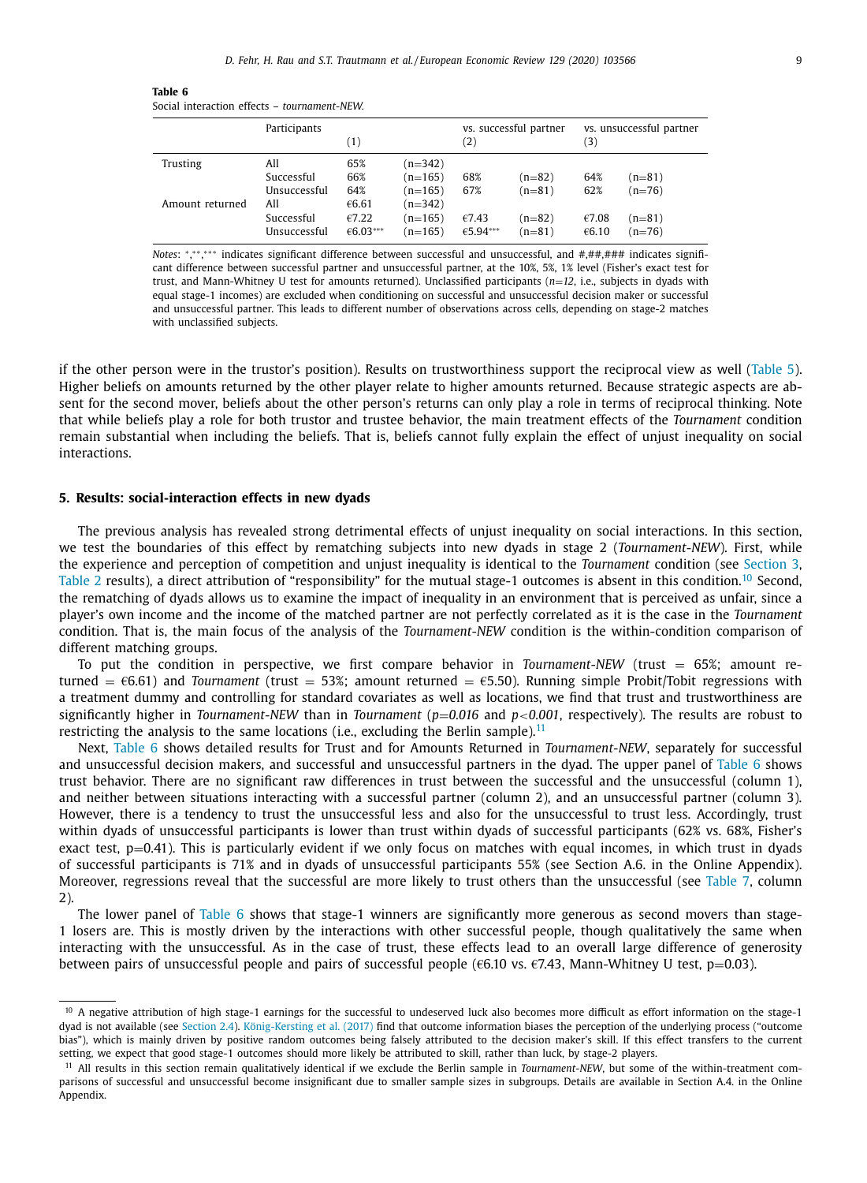**Table 6**
Social interaction effects – *tournament-NEW*.

| | Participants | (1) | | vs. successful partner (2) | | vs. unsuccessful partner (3) | |
|---|---|---|---|---|---|---|---|
| Trusting | All | 65% | (n=342) | | | | |
| | Successful | 66% | (n=165) | 68% | (n=82) | 64% | (n=81) |
| | Unsuccessful | 64% | (n=165) | 67% | (n=81) | 62% | (n=76) |
| Amount returned | All | €6.61 | (n=342) | | | | |
| | Successful | €7.22 | (n=165) | €7.43 | (n=82) | €7.08 | (n=81) |
| | Unsuccessful | €6.03*** | (n=165) | €5.94*** | (n=81) | €6.10 | (n=76) |

*Notes*: *,**,*** indicates significant difference between successful and unsuccessful, and #,##,### indicates significant difference between successful partner and unsuccessful partner, at the 10%, 5%, 1% level (Fisher's exact test for trust, and Mann-Whitney U test for amounts returned). Unclassified participants (*n=12*, i.e., subjects in dyads with equal stage-1 incomes) are excluded when conditioning on successful and unsuccessful decision maker or successful and unsuccessful partner. This leads to different number of observations across cells, depending on stage-2 matches with unclassified subjects.

if the other person were in the trustor's position). Results on trustworthiness support the reciprocal view as well (Table 5). Higher beliefs on amounts returned by the other player relate to higher amounts returned. Because strategic aspects are absent for the second mover, beliefs about the other person's returns can only play a role in terms of reciprocal thinking. Note that while beliefs play a role for both trustor and trustee behavior, the main treatment effects of the *Tournament* condition remain substantial when including the beliefs. That is, beliefs cannot fully explain the effect of unjust inequality on social interactions.

## 5. Results: social-interaction effects in new dyads

The previous analysis has revealed strong detrimental effects of unjust inequality on social interactions. In this section, we test the boundaries of this effect by rematching subjects into new dyads in stage 2 (*Tournament-NEW*). First, while the experience and perception of competition and unjust inequality is identical to the *Tournament* condition (see Section 3, Table 2 results), a direct attribution of "responsibility" for the mutual stage-1 outcomes is absent in this condition.[10] Second, the rematching of dyads allows us to examine the impact of inequality in an environment that is perceived as unfair, since a player's own income and the income of the matched partner are not perfectly correlated as it is the case in the *Tournament* condition. That is, the main focus of the analysis of the *Tournament-NEW* condition is the within-condition comparison of different matching groups.

To put the condition in perspective, we first compare behavior in *Tournament-NEW* (trust = 65%; amount returned = €6.61) and *Tournament* (trust = 53%; amount returned = €5.50). Running simple Probit/Tobit regressions with a treatment dummy and controlling for standard covariates as well as locations, we find that trust and trustworthiness are significantly higher in *Tournament-NEW* than in *Tournament* ($p=0.016$ and $p<0.001$, respectively). The results are robust to restricting the analysis to the same locations (i.e., excluding the Berlin sample).[11]

Next, Table 6 shows detailed results for Trust and for Amounts Returned in *Tournament-NEW*, separately for successful and unsuccessful decision makers, and successful and unsuccessful partners in the dyad. The upper panel of Table 6 shows trust behavior. There are no significant raw differences in trust between the successful and the unsuccessful (column 1), and neither between situations interacting with a successful partner (column 2), and an unsuccessful partner (column 3). However, there is a tendency to trust the unsuccessful less and also for the unsuccessful to trust less. Accordingly, trust within dyads of unsuccessful participants is lower than trust within dyads of successful participants (62% vs. 68%, Fisher's exact test, p=0.41). This is particularly evident if we only focus on matches with equal incomes, in which trust in dyads of successful participants is 71% and in dyads of unsuccessful participants 55% (see Section A.6. in the Online Appendix). Moreover, regressions reveal that the successful are more likely to trust others than the unsuccessful (see Table 7, column 2).

The lower panel of Table 6 shows that stage-1 winners are significantly more generous as second movers than stage-1 losers are. This is mostly driven by the interactions with other successful people, though qualitatively the same when interacting with the unsuccessful. As in the case of trust, these effects lead to an overall large difference of generosity between pairs of unsuccessful people and pairs of successful people (€6.10 vs. €7.43, Mann-Whitney U test, p=0.03).

[10] A negative attribution of high stage-1 earnings for the successful to undeserved luck also becomes more difficult as effort information on the stage-1 dyad is not available (see Section 2.4). König-Kersting et al. (2017) find that outcome information biases the perception of the underlying process ("outcome bias"), which is mainly driven by positive random outcomes being falsely attributed to the decision maker's skill. If this effect transfers to the current setting, we expect that good stage-1 outcomes should more likely be attributed to skill, rather than luck, by stage-2 players.

[11] All results in this section remain qualitatively identical if we exclude the Berlin sample in *Tournament-NEW*, but some of the within-treatment comparisons of successful and unsuccessful become insignificant due to smaller sample sizes in subgroups. Details are available in Section A.4. in the Online Appendix.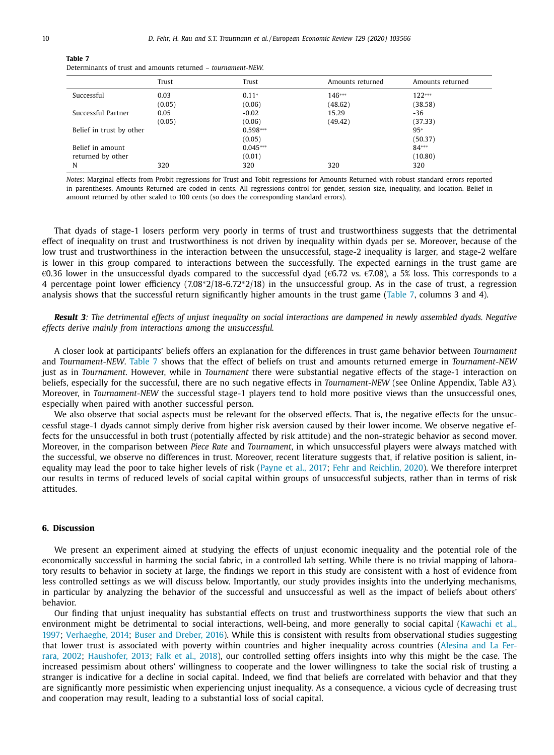**Table 7**
Determinants of trust and amounts returned – *tournament-NEW.*

| | Trust | Trust | Amounts returned | Amounts returned |
|---|---|---|---|---|
| Successful | 0.03 | 0.11* | 146*** | 122*** |
| | (0.05) | (0.06) | (48.62) | (38.58) |
| Successful Partner | 0.05 | -0.02 | 15.29 | -36 |
| | (0.05) | (0.06) | (49.42) | (37.33) |
| Belief in trust by other | | 0.598*** | | 95* |
| | | (0.05) | | (50.37) |
| Belief in amount returned by other | | 0.045*** | | 84*** |
| | | (0.01) | | (10.80) |
| N | 320 | 320 | 320 | 320 |

*Notes*: Marginal effects from Probit regressions for Trust and Tobit regressions for Amounts Returned with robust standard errors reported in parentheses. Amounts Returned are coded in cents. All regressions control for gender, session size, inequality, and location. Belief in amount returned by other scaled to 100 cents (so does the corresponding standard errors).

That dyads of stage-1 losers perform very poorly in terms of trust and trustworthiness suggests that the detrimental effect of inequality on trust and trustworthiness is not driven by inequality within dyads per se. Moreover, because of the low trust and trustworthiness in the interaction between the unsuccessful, stage-2 inequality is larger, and stage-2 welfare is lower in this group compared to interactions between the successfully. The expected earnings in the trust game are €0.36 lower in the unsuccessful dyads compared to the successful dyad (€6.72 vs. €7.08), a 5% loss. This corresponds to a 4 percentage point lower efficiency (7.08*2/18-6.72*2/18) in the unsuccessful group. As in the case of trust, a regression analysis shows that the successful return significantly higher amounts in the trust game (Table 7, columns 3 and 4).

***Result 3****: The detrimental effects of unjust inequality on social interactions are dampened in newly assembled dyads. Negative effects derive mainly from interactions among the unsuccessful.*

A closer look at participants' beliefs offers an explanation for the differences in trust game behavior between *Tournament* and *Tournament-NEW*. Table 7 shows that the effect of beliefs on trust and amounts returned emerge in *Tournament-NEW* just as in *Tournament*. However, while in *Tournament* there were substantial negative effects of the stage-1 interaction on beliefs, especially for the successful, there are no such negative effects in *Tournament-NEW* (see Online Appendix, Table A3). Moreover, in *Tournament-NEW* the successful stage-1 players tend to hold more positive views than the unsuccessful ones, especially when paired with another successful person.

We also observe that social aspects must be relevant for the observed effects. That is, the negative effects for the unsuccessful stage-1 dyads cannot simply derive from higher risk aversion caused by their lower income. We observe negative effects for the unsuccessful in both trust (potentially affected by risk attitude) and the non-strategic behavior as second mover. Moreover, in the comparison between *Piece Rate* and *Tournament*, in which unsuccessful players were always matched with the successful, we observe no differences in trust. Moreover, recent literature suggests that, if relative position is salient, inequality may lead the poor to take higher levels of risk (Payne et al., 2017; Fehr and Reichlin, 2020). We therefore interpret our results in terms of reduced levels of social capital within groups of unsuccessful subjects, rather than in terms of risk attitudes.

## 6. Discussion

We present an experiment aimed at studying the effects of unjust economic inequality and the potential role of the economically successful in harming the social fabric, in a controlled lab setting. While there is no trivial mapping of laboratory results to behavior in society at large, the findings we report in this study are consistent with a host of evidence from less controlled settings as we will discuss below. Importantly, our study provides insights into the underlying mechanisms, in particular by analyzing the behavior of the successful and unsuccessful as well as the impact of beliefs about others' behavior.

Our finding that unjust inequality has substantial effects on trust and trustworthiness supports the view that such an environment might be detrimental to social interactions, well-being, and more generally to social capital (Kawachi et al., 1997; Verhaeghe, 2014; Buser and Dreber, 2016). While this is consistent with results from observational studies suggesting that lower trust is associated with poverty within countries and higher inequality across countries (Alesina and La Ferrara, 2002; Haushofer, 2013; Falk et al., 2018), our controlled setting offers insights into why this might be the case. The increased pessimism about others' willingness to cooperate and the lower willingness to take the social risk of trusting a stranger is indicative for a decline in social capital. Indeed, we find that beliefs are correlated with behavior and that they are significantly more pessimistic when experiencing unjust inequality. As a consequence, a vicious cycle of decreasing trust and cooperation may result, leading to a substantial loss of social capital.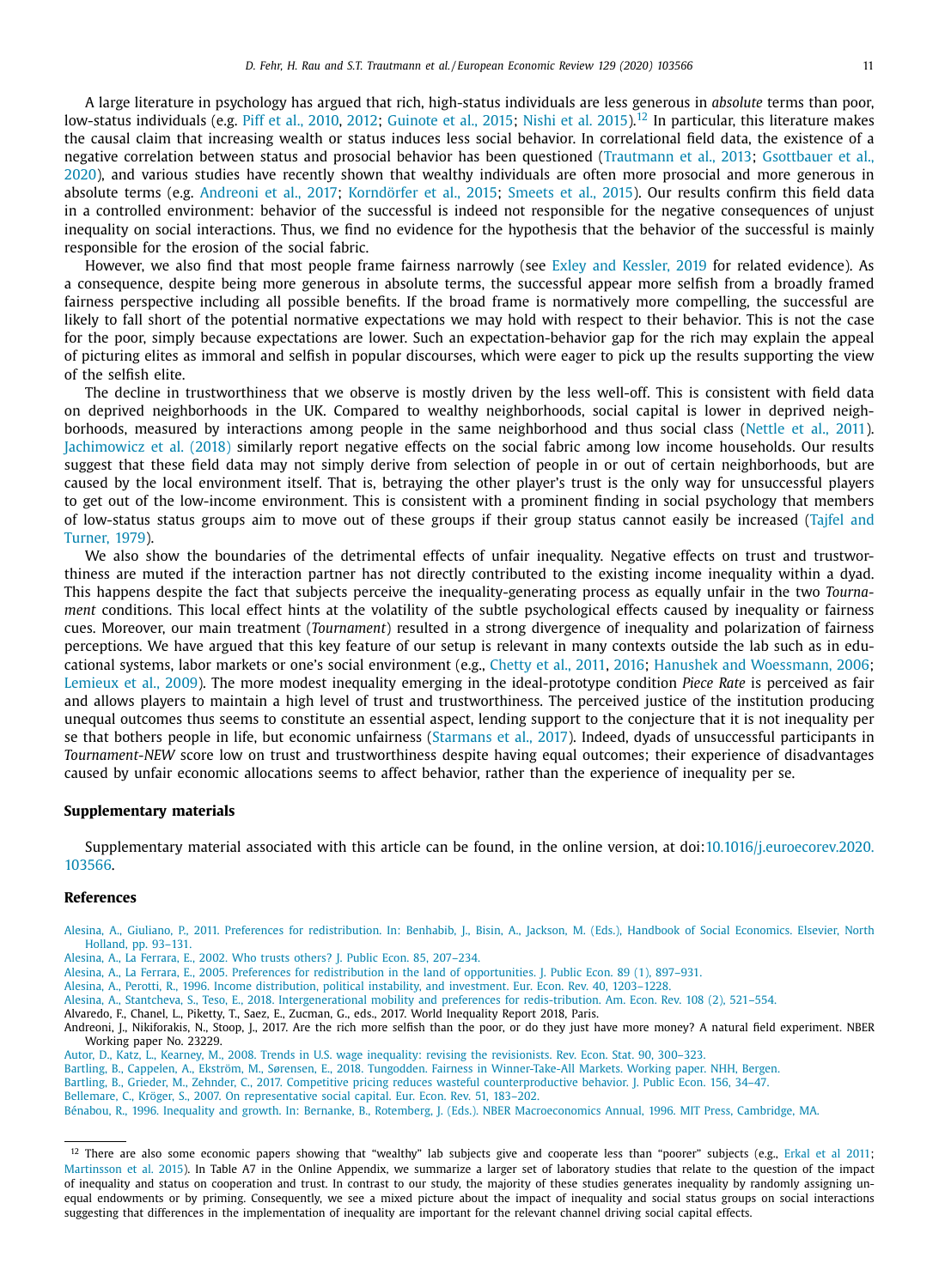A large literature in psychology has argued that rich, high-status individuals are less generous in *absolute* terms than poor, low-status individuals (e.g. Piff et al., 2010, 2012; Guinote et al., 2015; Nishi et al. 2015).[12] In particular, this literature makes the causal claim that increasing wealth or status induces less social behavior. In correlational field data, the existence of a negative correlation between status and prosocial behavior has been questioned (Trautmann et al., 2013; Gsottbauer et al., 2020), and various studies have recently shown that wealthy individuals are often more prosocial and more generous in absolute terms (e.g. Andreoni et al., 2017; Korndörfer et al., 2015; Smeets et al., 2015). Our results confirm this field data in a controlled environment: behavior of the successful is indeed not responsible for the negative consequences of unjust inequality on social interactions. Thus, we find no evidence for the hypothesis that the behavior of the successful is mainly responsible for the erosion of the social fabric.

However, we also find that most people frame fairness narrowly (see Exley and Kessler, 2019 for related evidence). As a consequence, despite being more generous in absolute terms, the successful appear more selfish from a broadly framed fairness perspective including all possible benefits. If the broad frame is normatively more compelling, the successful are likely to fall short of the potential normative expectations we may hold with respect to their behavior. This is not the case for the poor, simply because expectations are lower. Such an expectation-behavior gap for the rich may explain the appeal of picturing elites as immoral and selfish in popular discourses, which were eager to pick up the results supporting the view of the selfish elite.

The decline in trustworthiness that we observe is mostly driven by the less well-off. This is consistent with field data on deprived neighborhoods in the UK. Compared to wealthy neighborhoods, social capital is lower in deprived neighborhoods, measured by interactions among people in the same neighborhood and thus social class (Nettle et al., 2011). Jachimowicz et al. (2018) similarly report negative effects on the social fabric among low income households. Our results suggest that these field data may not simply derive from selection of people in or out of certain neighborhoods, but are caused by the local environment itself. That is, betraying the other player's trust is the only way for unsuccessful players to get out of the low-income environment. This is consistent with a prominent finding in social psychology that members of low-status status groups aim to move out of these groups if their group status cannot easily be increased (Tajfel and Turner, 1979).

We also show the boundaries of the detrimental effects of unfair inequality. Negative effects on trust and trustworthiness are muted if the interaction partner has not directly contributed to the existing income inequality within a dyad. This happens despite the fact that subjects perceive the inequality-generating process as equally unfair in the two *Tournament* conditions. This local effect hints at the volatility of the subtle psychological effects caused by inequality or fairness cues. Moreover, our main treatment (*Tournament*) resulted in a strong divergence of inequality and polarization of fairness perceptions. We have argued that this key feature of our setup is relevant in many contexts outside the lab such as in educational systems, labor markets or one's social environment (e.g., Chetty et al., 2011, 2016; Hanushek and Woessmann, 2006; Lemieux et al., 2009). The more modest inequality emerging in the ideal-prototype condition *Piece Rate* is perceived as fair and allows players to maintain a high level of trust and trustworthiness. The perceived justice of the institution producing unequal outcomes thus seems to constitute an essential aspect, lending support to the conjecture that it is not inequality per se that bothers people in life, but economic unfairness (Starmans et al., 2017). Indeed, dyads of unsuccessful participants in *Tournament-NEW* score low on trust and trustworthiness despite having equal outcomes; their experience of disadvantages caused by unfair economic allocations seems to affect behavior, rather than the experience of inequality per se.

## Supplementary materials

Supplementary material associated with this article can be found, in the online version, at doi:10.1016/j.euroecorev.2020.103566.

## References

Alesina, A., Giuliano, P., 2011. Preferences for redistribution. In: Benhabib, J., Bisin, A., Jackson, M. (Eds.), Handbook of Social Economics. Elsevier, North Holland, pp. 93–131.

Alesina, A., La Ferrara, E., 2002. Who trusts others? J. Public Econ. 85, 207–234.

Alesina, A., La Ferrara, E., 2005. Preferences for redistribution in the land of opportunities. J. Public Econ. 89 (1), 897–931.

Alesina, A., Perotti, R., 1996. Income distribution, political instability, and investment. Eur. Econ. Rev. 40, 1203–1228.

Alesina, A., Stantcheva, S., Teso, E., 2018. Intergenerational mobility and preferences for redis-tribution. Am. Econ. Rev. 108 (2), 521–554.

Alvaredo, F., Chanel, L., Piketty, T., Saez, E., Zucman, G., eds., 2017. World Inequality Report 2018, Paris.

Andreoni, J., Nikiforakis, N., Stoop, J., 2017. Are the rich more selfish than the poor, or do they just have more money? A natural field experiment. NBER Working paper No. 23229.

Autor, D., Katz, L., Kearney, M., 2008. Trends in U.S. wage inequality: revising the revisionists. Rev. Econ. Stat. 90, 300–323.

Bartling, B., Cappelen, A., Ekström, M., Sørensen, E., 2018. Tungodden. Fairness in Winner-Take-All Markets. Working paper. NHH, Bergen.

Bartling, B., Grieder, M., Zehnder, C., 2017. Competitive pricing reduces wasteful counterproductive behavior. J. Public Econ. 156, 34–47.

Bellemare, C., Kröger, S., 2007. On representative social capital. Eur. Econ. Rev. 51, 183–202.

Bénabou, R., 1996. Inequality and growth. In: Bernanke, B., Rotemberg, J. (Eds.). NBER Macroeconomics Annual, 1996. MIT Press, Cambridge, MA.

---

[12] There are also some economic papers showing that "wealthy" lab subjects give and cooperate less than "poorer" subjects (e.g., Erkal et al 2011; Martinsson et al. 2015). In Table A7 in the Online Appendix, we summarize a larger set of laboratory studies that relate to the question of the impact of inequality and status on cooperation and trust. In contrast to our study, the majority of these studies generates inequality by randomly assigning unequal endowments or by priming. Consequently, we see a mixed picture about the impact of inequality and social status groups on social interactions suggesting that differences in the implementation of inequality are important for the relevant channel driving social capital effects.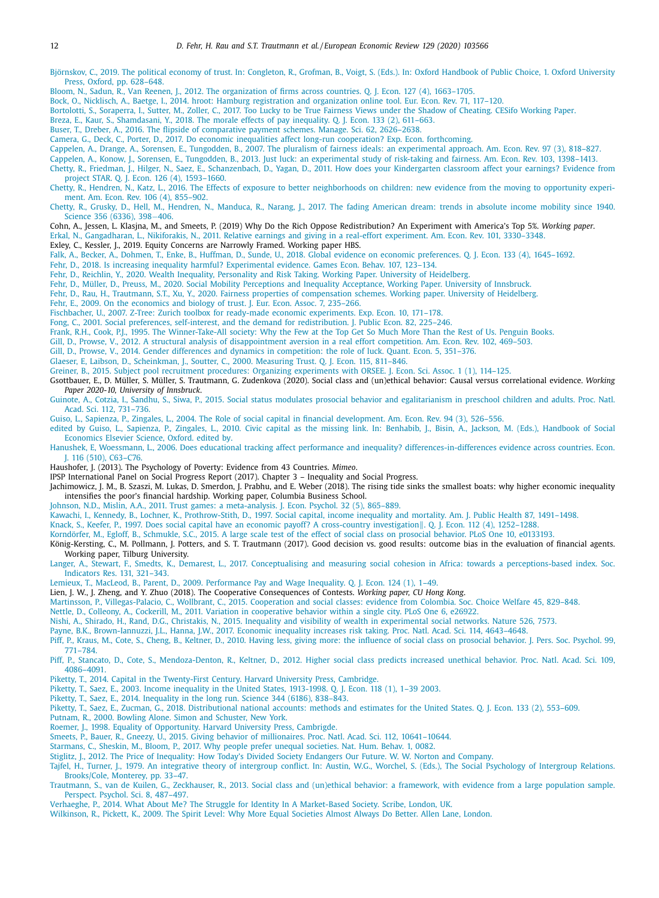Björnskov, C., 2019. The political economy of trust. In: Congleton, R., Grofman, B., Voigt, S. (Eds.). In: Oxford Handbook of Public Choice, 1. Oxford University Press, Oxford, pp. 628–648.

Bloom, N., Sadun, R., Van Reenen, J., 2012. The organization of firms across countries. Q. J. Econ. 127 (4), 1663–1705.

Bock, O., Nicklisch, A., Baetge, I., 2014. hroot: Hamburg registration and organization online tool. Eur. Econ. Rev. 71, 117–120.

Bortolotti, S., Soraperra, I., Sutter, M., Zoller, C., 2017. Too Lucky to be True Fairness Views under the Shadow of Cheating. CESifo Working Paper.

Breza, E., Kaur, S., Shamdasani, Y., 2018. The morale effects of pay inequality. Q. J. Econ. 133 (2), 611–663.

Buser, T., Dreber, A., 2016. The flipside of comparative payment schemes. Manage. Sci. 62, 2626–2638.

Camera, G., Deck, C., Porter, D., 2017. Do economic inequalities affect long-run cooperation? Exp. Econ. forthcoming.

Cappelen, A., Drange, A., Sorensen, E., Tungodden, B., 2007. The pluralism of fairness ideals: an experimental approach. Am. Econ. Rev. 97 (3), 818–827.

Cappelen, A., Konow, J., Sorensen, E., Tungodden, B., 2013. Just luck: an experimental study of risk-taking and fairness. Am. Econ. Rev. 103, 1398–1413.

Chetty, R., Friedman, J., Hilger, N., Saez, E., Schanzenbach, D., Yagan, D., 2011. How does your Kindergarten classroom affect your earnings? Evidence from project STAR. Q. J. Econ. 126 (4), 1593–1660.

Chetty, R., Hendren, N., Katz, L., 2016. The Effects of exposure to better neighborhoods on children: new evidence from the moving to opportunity experiment. Am. Econ. Rev. 106 (4), 855–902.

Chetty, R., Grusky, D., Hell, M., Hendren, N., Manduca, R., Narang, J., 2017. The fading American dream: trends in absolute income mobility since 1940. Science 356 (6336), 398–406.

Cohn, A., Jessen, L. Klasjna, M., and Smeets, P. (2019) Why Do the Rich Oppose Redistribution? An Experiment with America's Top 5%. *Working paper*.

Erkal, N., Gangadharan, L., Nikiforakis, N., 2011. Relative earnings and giving in a real-effort experiment. Am. Econ. Rev. 101, 3330–3348.

Exley, C., Kessler, J., 2019. Equity Concerns are Narrowly Framed. Working paper HBS.

Falk, A., Becker, A., Dohmen, T., Enke, B., Huffman, D., Sunde, U., 2018. Global evidence on economic preferences. Q. J. Econ. 133 (4), 1645–1692.

Fehr, D., 2018. Is increasing inequality harmful? Experimental evidence. Games Econ. Behav. 107, 123–134.

Fehr, D., Reichlin, Y., 2020. Wealth Inequality, Personality and Risk Taking. Working Paper. University of Heidelberg.

Fehr, D., Müller, D., Preuss, M., 2020. Social Mobility Perceptions and Inequality Acceptance, Working Paper. University of Innsbruck.

Fehr, D., Rau, H., Trautmann, S.T., Xu, Y., 2020. Fairness properties of compensation schemes. Working paper. University of Heidelberg.

Fehr, E., 2009. On the economics and biology of trust. J. Eur. Econ. Assoc. 7, 235–266.

Fischbacher, U., 2007. Z-Tree: Zurich toolbox for ready-made economic experiments. Exp. Econ. 10, 171–178.

Fong, C., 2001. Social preferences, self-interest, and the demand for redistribution. J. Public Econ. 82, 225–246.

Frank, R.H., Cook, P.J., 1995. The Winner-Take-All society: Why the Few at the Top Get So Much More Than the Rest of Us. Penguin Books.

Gill, D., Prowse, V., 2012. A structural analysis of disappointment aversion in a real effort competition. Am. Econ. Rev. 102, 469–503.

Gill, D., Prowse, V., 2014. Gender differences and dynamics in competition: the role of luck. Quant. Econ. 5, 351–376.

Glaeser, E, Laibson, D., Scheinkman, J., Soutter, C., 2000. Measuring Trust. Q. J. Econ. 115, 811–846.

Greiner, B., 2015. Subject pool recruitment procedures: Organizing experiments with ORSEE. J. Econ. Sci. Assoc. 1 (1), 114–125.

Gsottbauer, E., D. Müller, S. Müller, S. Trautmann, G. Zudenkova (2020). Social class and (un)ethical behavior: Causal versus correlational evidence. *Working Paper 2020-10, University of Innsbruck*.

Guinote, A., Cotzia, I., Sandhu, S., Siwa, P., 2015. Social status modulates prosocial behavior and egalitarianism in preschool children and adults. Proc. Natl. Acad. Sci. 112, 731–736.

Guiso, L., Sapienza, P., Zingales, L., 2004. The Role of social capital in financial development. Am. Econ. Rev. 94 (3), 526–556.

edited by Guiso, L., Sapienza, P., Zingales, L., 2010. Civic capital as the missing link. In: Benhabib, J., Bisin, A., Jackson, M. (Eds.), Handbook of Social Economics Elsevier Science, Oxford. edited by.

Hanushek, E, Woessmann, L., 2006. Does educational tracking affect performance and inequality? differences-in-differences evidence across countries. Econ. J. 116 (510), C63–C76.

Haushofer, J. (2013). The Psychology of Poverty: Evidence from 43 Countries. *Mimeo*.

IPSP International Panel on Social Progress Report (2017). Chapter 3 – Inequality and Social Progress.

Jachimowicz, J. M., B. Szaszi, M. Lukas, D. Smerdon, J. Prabhu, and E. Weber (2018). The rising tide sinks the smallest boats: why higher economic inequality intensifies the poor's financial hardship. Working paper, Columbia Business School.

Johnson, N.D., Mislin, A.A., 2011. Trust games: a meta-analysis. J. Econ. Psychol. 32 (5), 865–889.

Kawachi, I., Kennedy, B., Lochner, K., Prothrow-Stith, D., 1997. Social capital, income inequality and mortality. Am. J. Public Health 87, 1491–1498.

Knack, S., Keefer, P., 1997. Does social capital have an economic payoff? A cross-country investigation‖. Q. J. Econ. 112 (4), 1252–1288.

Korndörfer, M., Egloff, B., Schmukle, S.C., 2015. A large scale test of the effect of social class on prosocial behavior. PLoS One 10, e0133193.

König-Kersting, C., M. Pollmann, J. Potters, and S. T. Trautmann (2017). Good decision vs. good results: outcome bias in the evaluation of financial agents. Working paper, Tilburg University.

Langer, A., Stewart, F., Smedts, K., Demarest, L., 2017. Conceptualising and measuring social cohesion in Africa: towards a perceptions-based index. Soc. Indicators Res. 131, 321–343.

Lemieux, T., MacLeod, B., Parent, D., 2009. Performance Pay and Wage Inequality. Q. J. Econ. 124 (1), 1–49.

Lien, J. W., J. Zheng, and Y. Zhuo (2018). The Cooperative Consequences of Contests. *Working paper, CU Hong Kong*.

Martinsson, P., Villegas-Palacio, C., Wollbrant, C., 2015. Cooperation and social classes: evidence from Colombia. Soc. Choice Welfare 45, 829–848.

Nettle, D., Colleony, A., Cockerill, M., 2011. Variation in cooperative behavior within a single city. PLoS One 6, e26922.

Nishi, A., Shirado, H., Rand, D.G., Christakis, N., 2015. Inequality and visibility of wealth in experimental social networks. Nature 526, 7573.

Payne, B.K., Brown-Iannuzzi, J.L., Hanna, J.W., 2017. Economic inequality increases risk taking. Proc. Natl. Acad. Sci. 114, 4643–4648.

Piff, P., Kraus, M., Cote, S., Cheng, B., Keltner, D., 2010. Having less, giving more: the influence of social class on prosocial behavior. J. Pers. Soc. Psychol. 99, 771–784.

Piff, P., Stancato, D., Cote, S., Mendoza-Denton, R., Keltner, D., 2012. Higher social class predicts increased unethical behavior. Proc. Natl. Acad. Sci. 109, 4086–4091.

Piketty, T., 2014. Capital in the Twenty-First Century. Harvard University Press, Cambridge.

Piketty, T., Saez, E., 2003. Income inequality in the United States, 1913-1998. Q. J. Econ. 118 (1), 1–39 2003.

Piketty, T., Saez, E., 2014. Inequality in the long run. Science 344 (6186), 838–843.

Piketty, T., Saez, E., Zucman, G., 2018. Distributional national accounts: methods and estimates for the United States. Q. J. Econ. 133 (2), 553–609.

Putnam, R., 2000. Bowling Alone. Simon and Schuster, New York.

Roemer, J., 1998. Equality of Opportunity. Harvard University Press, Cambrigde.

Smeets, P., Bauer, R., Gneezy, U., 2015. Giving behavior of millionaires. Proc. Natl. Acad. Sci. 112, 10641–10644.

Starmans, C., Sheskin, M., Bloom, P., 2017. Why people prefer unequal societies. Nat. Hum. Behav. 1, 0082.

Stiglitz, J., 2012. The Price of Inequality: How Today's Divided Society Endangers Our Future. W. W. Norton and Company.

Tajfel, H., Turner, J., 1979. An integrative theory of intergroup conflict. In: Austin, W.G., Worchel, S. (Eds.), The Social Psychology of Intergroup Relations. Brooks/Cole, Monterey, pp. 33–47.

Trautmann, S., van de Kuilen, G., Zeckhauser, R., 2013. Social class and (un)ethical behavior: a framework, with evidence from a large population sample. Perspect. Psychol. Sci. 8, 487–497.

Verhaeghe, P., 2014. What About Me? The Struggle for Identity In A Market-Based Society. Scribe, London, UK.

Wilkinson, R., Pickett, K., 2009. The Spirit Level: Why More Equal Societies Almost Always Do Better. Allen Lane, London.